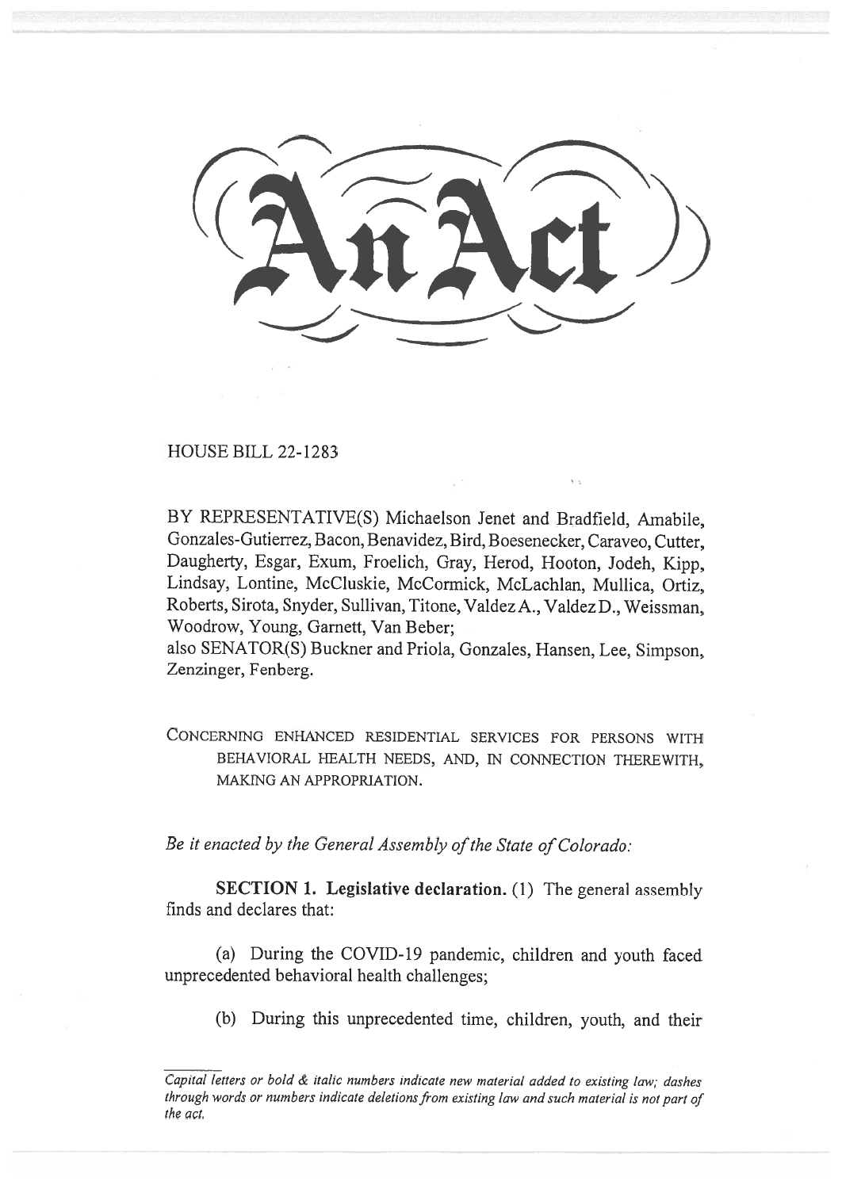# An Act

HOUSE BILL 22-1283

BY REPRESENTATIVE(S) Michaelson Jenet and Bradfield, Amabile, Gonzales-Gutierrez, Bacon, Benavidez, Bird, Boesenecker, Caraveo, Cutter, Daugherty, Esgar, Exum, Froelich, Gray, Herod, Hooton, Jodeh, Kipp, Lindsay, Lontine, McCluskie, McCormick, McLachlan, Mullica, Ortiz, Roberts, Sirota, Snyder, Sullivan, Titone, Valdez A., Valdez D., Weissman, Woodrow, Young, Garnett, Van Beber;
also SENATOR(S) Buckner and Priola, Gonzales, Hansen, Lee, Simpson, Zenzinger, Fenberg.

CONCERNING ENHANCED RESIDENTIAL SERVICES FOR PERSONS WITH BEHAVIORAL HEALTH NEEDS, AND, IN CONNECTION THEREWITH, MAKING AN APPROPRIATION.

*Be it enacted by the General Assembly of the State of Colorado:*

**SECTION 1. Legislative declaration.** (1) The general assembly finds and declares that:

(a) During the COVID-19 pandemic, children and youth faced unprecedented behavioral health challenges;

(b) During this unprecedented time, children, youth, and their

*Capital letters or bold & italic numbers indicate new material added to existing law; dashes through words or numbers indicate deletions from existing law and such material is not part of the act.*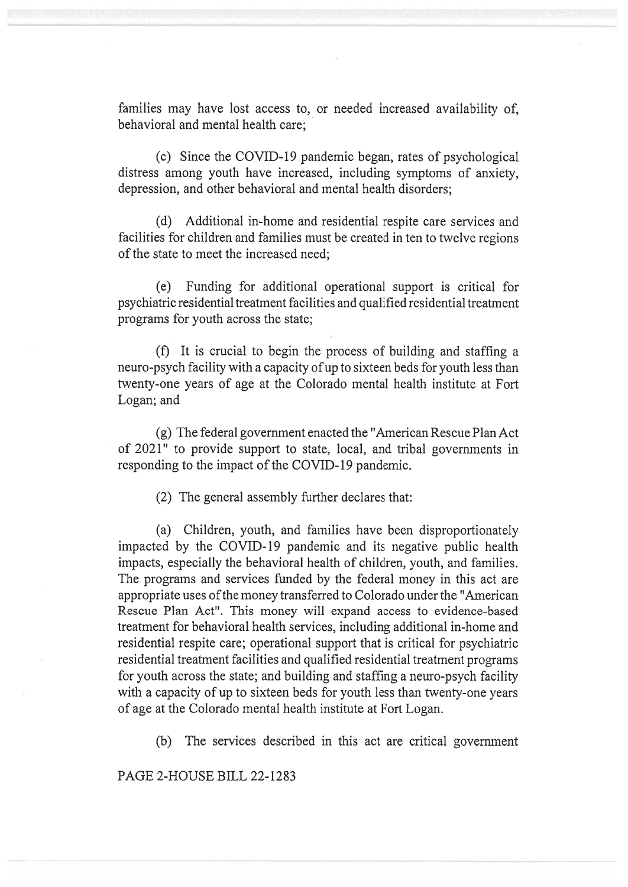families may have lost access to, or needed increased availability of, behavioral and mental health care;

(c) Since the COVID-19 pandemic began, rates of psychological distress among youth have increased, including symptoms of anxiety, depression, and other behavioral and mental health disorders;

(d) Additional in-home and residential respite care services and facilities for children and families must be created in ten to twelve regions of the state to meet the increased need;

(e) Funding for additional operational support is critical for psychiatric residential treatment facilities and qualified residential treatment programs for youth across the state;

(f) It is crucial to begin the process of building and staffing a neuro-psych facility with a capacity of up to sixteen beds for youth less than twenty-one years of age at the Colorado mental health institute at Fort Logan; and

(g) The federal government enacted the "American Rescue Plan Act of 2021" to provide support to state, local, and tribal governments in responding to the impact of the COVID-19 pandemic.

(2) The general assembly further declares that:

(a) Children, youth, and families have been disproportionately impacted by the COVID-19 pandemic and its negative public health impacts, especially the behavioral health of children, youth, and families. The programs and services funded by the federal money in this act are appropriate uses of the money transferred to Colorado under the "American Rescue Plan Act". This money will expand access to evidence-based treatment for behavioral health services, including additional in-home and residential respite care; operational support that is critical for psychiatric residential treatment facilities and qualified residential treatment programs for youth across the state; and building and staffing a neuro-psych facility with a capacity of up to sixteen beds for youth less than twenty-one years of age at the Colorado mental health institute at Fort Logan.

(b) The services described in this act are critical government

PAGE 2-HOUSE BILL 22-1283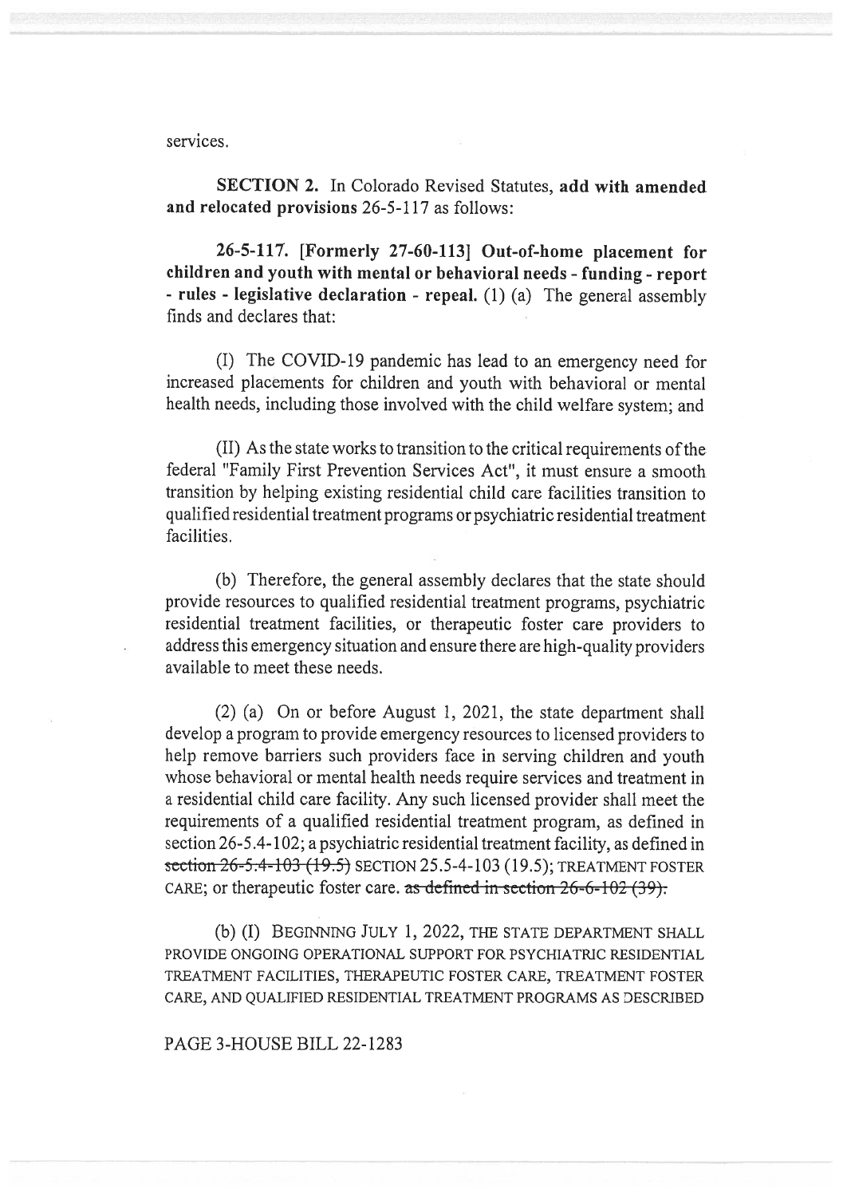services.

**SECTION 2.** In Colorado Revised Statutes, **add with amended and relocated provisions** 26-5-117 as follows:

**26-5-117. [Formerly 27-60-113] Out-of-home placement for children and youth with mental or behavioral needs - funding - report - rules - legislative declaration - repeal.** (1) (a) The general assembly finds and declares that:

(I) The COVID-19 pandemic has lead to an emergency need for increased placements for children and youth with behavioral or mental health needs, including those involved with the child welfare system; and

(II) As the state works to transition to the critical requirements of the federal "Family First Prevention Services Act", it must ensure a smooth transition by helping existing residential child care facilities transition to qualified residential treatment programs or psychiatric residential treatment facilities.

(b) Therefore, the general assembly declares that the state should provide resources to qualified residential treatment programs, psychiatric residential treatment facilities, or therapeutic foster care providers to address this emergency situation and ensure there are high-quality providers available to meet these needs.

(2) (a) On or before August 1, 2021, the state department shall develop a program to provide emergency resources to licensed providers to help remove barriers such providers face in serving children and youth whose behavioral or mental health needs require services and treatment in a residential child care facility. Any such licensed provider shall meet the requirements of a qualified residential treatment program, as defined in section 26-5.4-102; a psychiatric residential treatment facility, as defined in ~~section 26-5.4-103 (19.5)~~ SECTION 25.5-4-103 (19.5); TREATMENT FOSTER CARE; or therapeutic foster care. ~~as defined in section 26-6-102 (39).~~

(b) (I) BEGINNING JULY 1, 2022, THE STATE DEPARTMENT SHALL PROVIDE ONGOING OPERATIONAL SUPPORT FOR PSYCHIATRIC RESIDENTIAL TREATMENT FACILITIES, THERAPEUTIC FOSTER CARE, TREATMENT FOSTER CARE, AND QUALIFIED RESIDENTIAL TREATMENT PROGRAMS AS DESCRIBED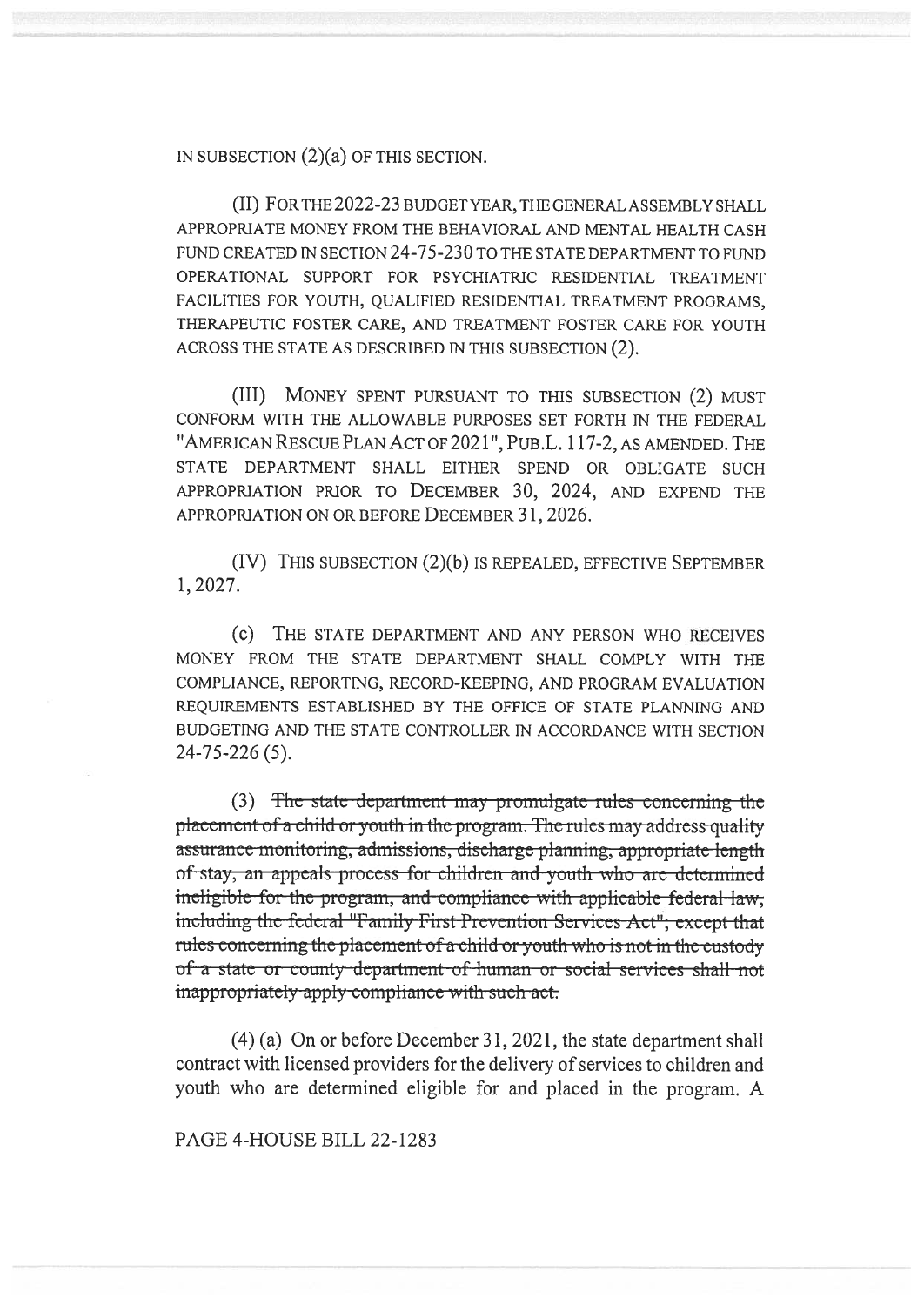IN SUBSECTION (2)(a) OF THIS SECTION.

(II) FOR THE 2022-23 BUDGET YEAR, THE GENERAL ASSEMBLY SHALL APPROPRIATE MONEY FROM THE BEHAVIORAL AND MENTAL HEALTH CASH FUND CREATED IN SECTION 24-75-230 TO THE STATE DEPARTMENT TO FUND OPERATIONAL SUPPORT FOR PSYCHIATRIC RESIDENTIAL TREATMENT FACILITIES FOR YOUTH, QUALIFIED RESIDENTIAL TREATMENT PROGRAMS, THERAPEUTIC FOSTER CARE, AND TREATMENT FOSTER CARE FOR YOUTH ACROSS THE STATE AS DESCRIBED IN THIS SUBSECTION (2).

(III) MONEY SPENT PURSUANT TO THIS SUBSECTION (2) MUST CONFORM WITH THE ALLOWABLE PURPOSES SET FORTH IN THE FEDERAL "AMERICAN RESCUE PLAN ACT OF 2021", PUB.L. 117-2, AS AMENDED. THE STATE DEPARTMENT SHALL EITHER SPEND OR OBLIGATE SUCH APPROPRIATION PRIOR TO DECEMBER 30, 2024, AND EXPEND THE APPROPRIATION ON OR BEFORE DECEMBER 31, 2026.

(IV) THIS SUBSECTION (2)(b) IS REPEALED, EFFECTIVE SEPTEMBER 1, 2027.

(c) THE STATE DEPARTMENT AND ANY PERSON WHO RECEIVES MONEY FROM THE STATE DEPARTMENT SHALL COMPLY WITH THE COMPLIANCE, REPORTING, RECORD-KEEPING, AND PROGRAM EVALUATION REQUIREMENTS ESTABLISHED BY THE OFFICE OF STATE PLANNING AND BUDGETING AND THE STATE CONTROLLER IN ACCORDANCE WITH SECTION 24-75-226 (5).

(3) ~~The state department may promulgate rules concerning the placement of a child or youth in the program. The rules may address quality assurance monitoring, admissions, discharge planning, appropriate length of stay, an appeals process for children and youth who are determined ineligible for the program, and compliance with applicable federal law, including the federal "Family First Prevention Services Act"; except that rules concerning the placement of a child or youth who is not in the custody of a state or county department of human or social services shall not inappropriately apply compliance with such act.~~

(4) (a) On or before December 31, 2021, the state department shall contract with licensed providers for the delivery of services to children and youth who are determined eligible for and placed in the program. A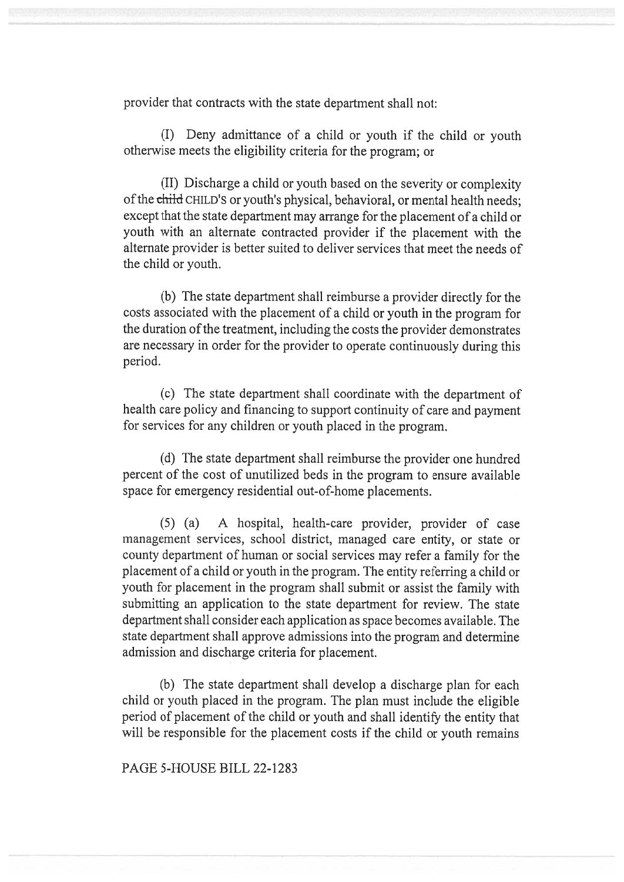provider that contracts with the state department shall not:

(I) Deny admittance of a child or youth if the child or youth otherwise meets the eligibility criteria for the program; or

(II) Discharge a child or youth based on the severity or complexity of the ~~child~~ CHILD'S or youth's physical, behavioral, or mental health needs; except that the state department may arrange for the placement of a child or youth with an alternate contracted provider if the placement with the alternate provider is better suited to deliver services that meet the needs of the child or youth.

(b) The state department shall reimburse a provider directly for the costs associated with the placement of a child or youth in the program for the duration of the treatment, including the costs the provider demonstrates are necessary in order for the provider to operate continuously during this period.

(c) The state department shall coordinate with the department of health care policy and financing to support continuity of care and payment for services for any children or youth placed in the program.

(d) The state department shall reimburse the provider one hundred percent of the cost of unutilized beds in the program to ensure available space for emergency residential out-of-home placements.

(5) (a) A hospital, health-care provider, provider of case management services, school district, managed care entity, or state or county department of human or social services may refer a family for the placement of a child or youth in the program. The entity referring a child or youth for placement in the program shall submit or assist the family with submitting an application to the state department for review. The state department shall consider each application as space becomes available. The state department shall approve admissions into the program and determine admission and discharge criteria for placement.

(b) The state department shall develop a discharge plan for each child or youth placed in the program. The plan must include the eligible period of placement of the child or youth and shall identify the entity that will be responsible for the placement costs if the child or youth remains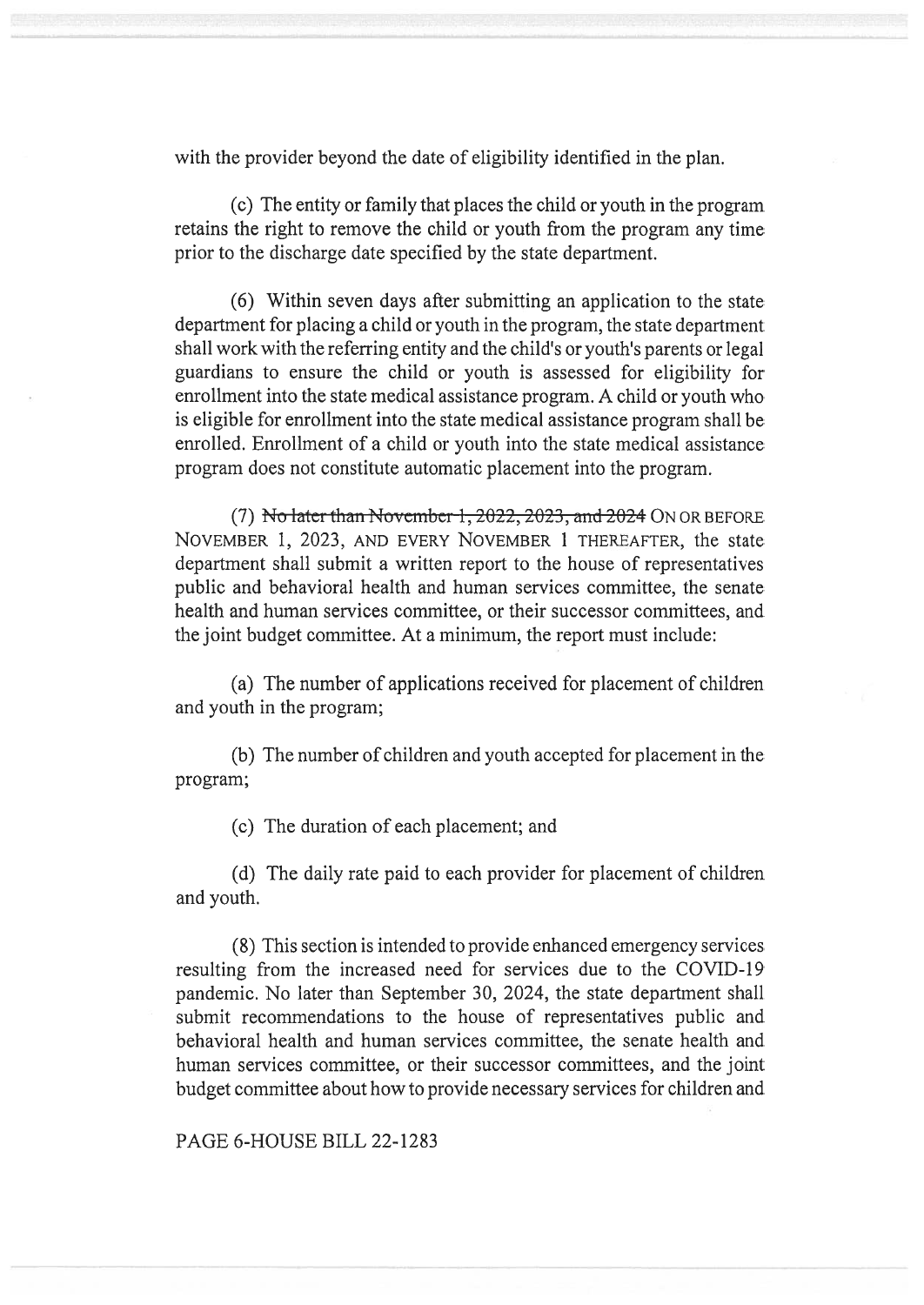with the provider beyond the date of eligibility identified in the plan.

(c) The entity or family that places the child or youth in the program retains the right to remove the child or youth from the program any time prior to the discharge date specified by the state department.

(6) Within seven days after submitting an application to the state department for placing a child or youth in the program, the state department shall work with the referring entity and the child's or youth's parents or legal guardians to ensure the child or youth is assessed for eligibility for enrollment into the state medical assistance program. A child or youth who is eligible for enrollment into the state medical assistance program shall be enrolled. Enrollment of a child or youth into the state medical assistance program does not constitute automatic placement into the program.

(7) ~~No later than November 1, 2022, 2023, and 2024~~ ON OR BEFORE NOVEMBER 1, 2023, AND EVERY NOVEMBER 1 THEREAFTER, the state department shall submit a written report to the house of representatives public and behavioral health and human services committee, the senate health and human services committee, or their successor committees, and the joint budget committee. At a minimum, the report must include:

(a) The number of applications received for placement of children and youth in the program;

(b) The number of children and youth accepted for placement in the program;

(c) The duration of each placement; and

(d) The daily rate paid to each provider for placement of children and youth.

(8) This section is intended to provide enhanced emergency services resulting from the increased need for services due to the COVID-19 pandemic. No later than September 30, 2024, the state department shall submit recommendations to the house of representatives public and behavioral health and human services committee, the senate health and human services committee, or their successor committees, and the joint budget committee about how to provide necessary services for children and

PAGE 6-HOUSE BILL 22-1283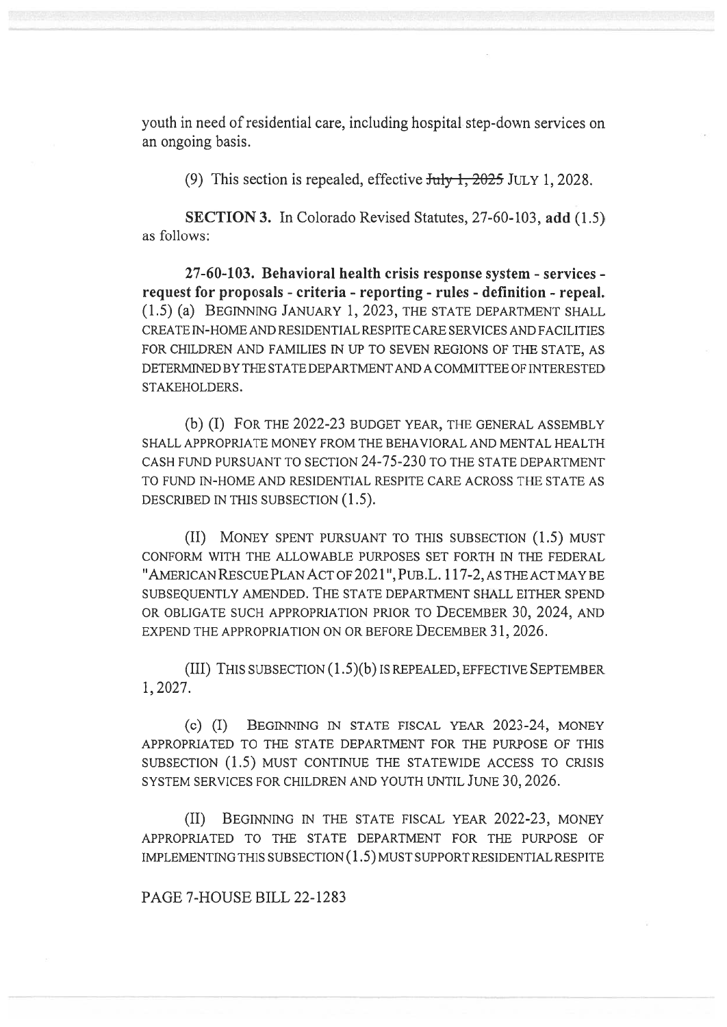youth in need of residential care, including hospital step-down services on an ongoing basis.

(9) This section is repealed, effective ~~July 1, 2025~~ JULY 1, 2028.

**SECTION 3.** In Colorado Revised Statutes, 27-60-103, **add** (1.5) as follows:

**27-60-103. Behavioral health crisis response system - services - request for proposals - criteria - reporting - rules - definition - repeal.** (1.5) (a) BEGINNING JANUARY 1, 2023, THE STATE DEPARTMENT SHALL CREATE IN-HOME AND RESIDENTIAL RESPITE CARE SERVICES AND FACILITIES FOR CHILDREN AND FAMILIES IN UP TO SEVEN REGIONS OF THE STATE, AS DETERMINED BY THE STATE DEPARTMENT AND A COMMITTEE OF INTERESTED STAKEHOLDERS.

(b) (I) FOR THE 2022-23 BUDGET YEAR, THE GENERAL ASSEMBLY SHALL APPROPRIATE MONEY FROM THE BEHAVIORAL AND MENTAL HEALTH CASH FUND PURSUANT TO SECTION 24-75-230 TO THE STATE DEPARTMENT TO FUND IN-HOME AND RESIDENTIAL RESPITE CARE ACROSS THE STATE AS DESCRIBED IN THIS SUBSECTION (1.5).

(II) MONEY SPENT PURSUANT TO THIS SUBSECTION (1.5) MUST CONFORM WITH THE ALLOWABLE PURPOSES SET FORTH IN THE FEDERAL "AMERICAN RESCUE PLAN ACT OF 2021", PUB.L. 117-2, AS THE ACT MAY BE SUBSEQUENTLY AMENDED. THE STATE DEPARTMENT SHALL EITHER SPEND OR OBLIGATE SUCH APPROPRIATION PRIOR TO DECEMBER 30, 2024, AND EXPEND THE APPROPRIATION ON OR BEFORE DECEMBER 31, 2026.

(III) THIS SUBSECTION (1.5)(b) IS REPEALED, EFFECTIVE SEPTEMBER 1, 2027.

(c) (I) BEGINNING IN STATE FISCAL YEAR 2023-24, MONEY APPROPRIATED TO THE STATE DEPARTMENT FOR THE PURPOSE OF THIS SUBSECTION (1.5) MUST CONTINUE THE STATEWIDE ACCESS TO CRISIS SYSTEM SERVICES FOR CHILDREN AND YOUTH UNTIL JUNE 30, 2026.

(II) BEGINNING IN THE STATE FISCAL YEAR 2022-23, MONEY APPROPRIATED TO THE STATE DEPARTMENT FOR THE PURPOSE OF IMPLEMENTING THIS SUBSECTION (1.5) MUST SUPPORT RESIDENTIAL RESPITE

PAGE 7-HOUSE BILL 22-1283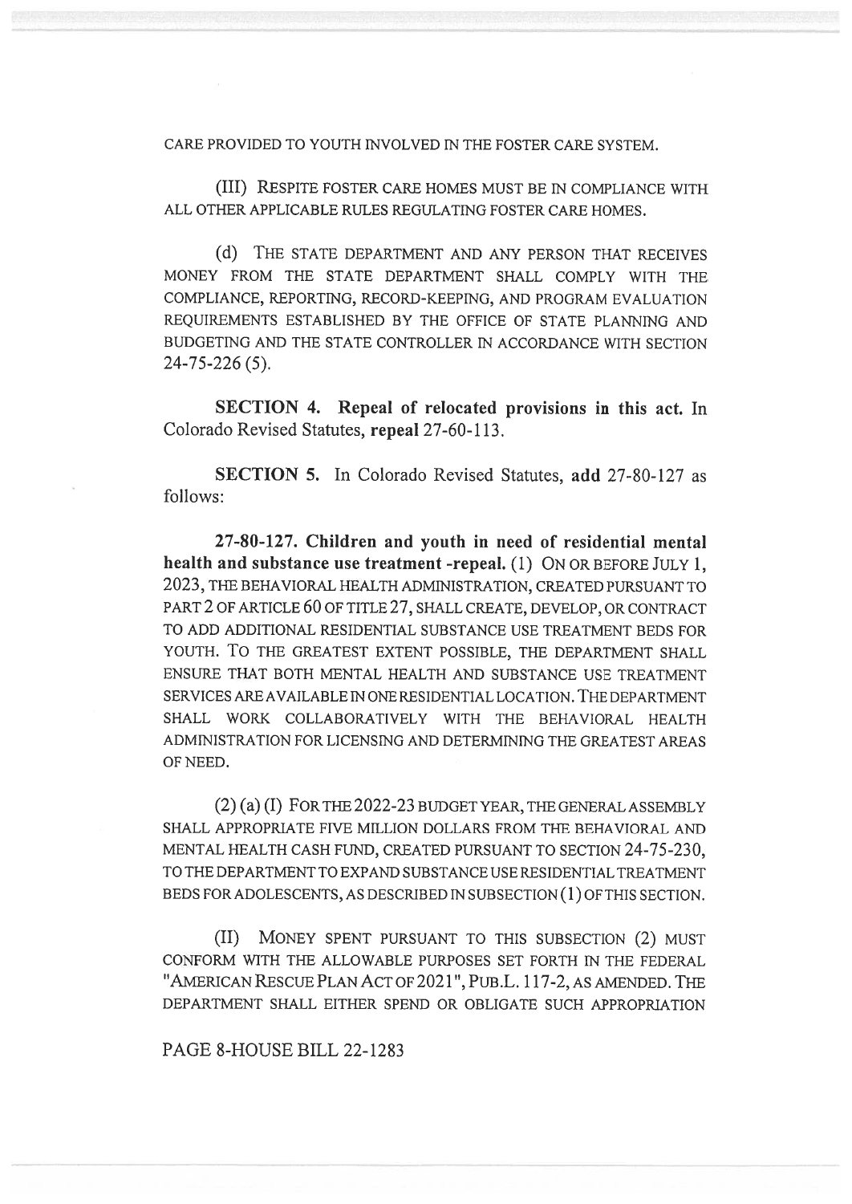CARE PROVIDED TO YOUTH INVOLVED IN THE FOSTER CARE SYSTEM.

(III) RESPITE FOSTER CARE HOMES MUST BE IN COMPLIANCE WITH ALL OTHER APPLICABLE RULES REGULATING FOSTER CARE HOMES.

(d) THE STATE DEPARTMENT AND ANY PERSON THAT RECEIVES MONEY FROM THE STATE DEPARTMENT SHALL COMPLY WITH THE COMPLIANCE, REPORTING, RECORD-KEEPING, AND PROGRAM EVALUATION REQUIREMENTS ESTABLISHED BY THE OFFICE OF STATE PLANNING AND BUDGETING AND THE STATE CONTROLLER IN ACCORDANCE WITH SECTION 24-75-226 (5).

**SECTION 4. Repeal of relocated provisions in this act.** In Colorado Revised Statutes, **repeal** 27-60-113.

**SECTION 5.** In Colorado Revised Statutes, **add** 27-80-127 as follows:

**27-80-127. Children and youth in need of residential mental health and substance use treatment -repeal.** (1) ON OR BEFORE JULY 1, 2023, THE BEHAVIORAL HEALTH ADMINISTRATION, CREATED PURSUANT TO PART 2 OF ARTICLE 60 OF TITLE 27, SHALL CREATE, DEVELOP, OR CONTRACT TO ADD ADDITIONAL RESIDENTIAL SUBSTANCE USE TREATMENT BEDS FOR YOUTH. TO THE GREATEST EXTENT POSSIBLE, THE DEPARTMENT SHALL ENSURE THAT BOTH MENTAL HEALTH AND SUBSTANCE USE TREATMENT SERVICES ARE AVAILABLE IN ONE RESIDENTIAL LOCATION. THE DEPARTMENT SHALL WORK COLLABORATIVELY WITH THE BEHAVIORAL HEALTH ADMINISTRATION FOR LICENSING AND DETERMINING THE GREATEST AREAS OF NEED.

(2) (a) (I) FOR THE 2022-23 BUDGET YEAR, THE GENERAL ASSEMBLY SHALL APPROPRIATE FIVE MILLION DOLLARS FROM THE BEHAVIORAL AND MENTAL HEALTH CASH FUND, CREATED PURSUANT TO SECTION 24-75-230, TO THE DEPARTMENT TO EXPAND SUBSTANCE USE RESIDENTIAL TREATMENT BEDS FOR ADOLESCENTS, AS DESCRIBED IN SUBSECTION (1) OF THIS SECTION.

(II) MONEY SPENT PURSUANT TO THIS SUBSECTION (2) MUST CONFORM WITH THE ALLOWABLE PURPOSES SET FORTH IN THE FEDERAL "AMERICAN RESCUE PLAN ACT OF 2021", PUB.L. 117-2, AS AMENDED. THE DEPARTMENT SHALL EITHER SPEND OR OBLIGATE SUCH APPROPRIATION

PAGE 8-HOUSE BILL 22-1283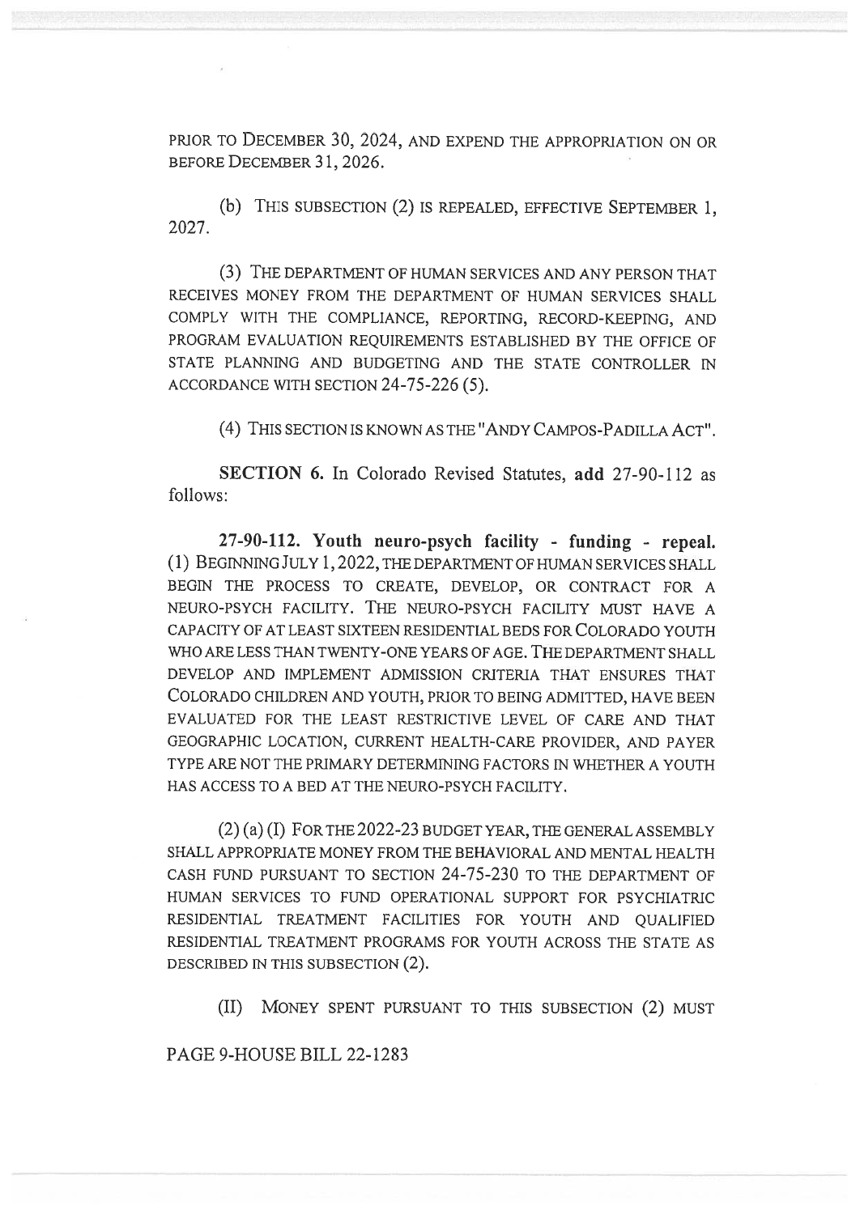PRIOR TO DECEMBER 30, 2024, AND EXPEND THE APPROPRIATION ON OR BEFORE DECEMBER 31, 2026.

(b) THIS SUBSECTION (2) IS REPEALED, EFFECTIVE SEPTEMBER 1, 2027.

(3) THE DEPARTMENT OF HUMAN SERVICES AND ANY PERSON THAT RECEIVES MONEY FROM THE DEPARTMENT OF HUMAN SERVICES SHALL COMPLY WITH THE COMPLIANCE, REPORTING, RECORD-KEEPING, AND PROGRAM EVALUATION REQUIREMENTS ESTABLISHED BY THE OFFICE OF STATE PLANNING AND BUDGETING AND THE STATE CONTROLLER IN ACCORDANCE WITH SECTION 24-75-226 (5).

(4) THIS SECTION IS KNOWN AS THE "ANDY CAMPOS-PADILLA ACT".

**SECTION 6.** In Colorado Revised Statutes, **add** 27-90-112 as follows:

**27-90-112. Youth neuro-psych facility - funding - repeal.** (1) BEGINNING JULY 1, 2022, THE DEPARTMENT OF HUMAN SERVICES SHALL BEGIN THE PROCESS TO CREATE, DEVELOP, OR CONTRACT FOR A NEURO-PSYCH FACILITY. THE NEURO-PSYCH FACILITY MUST HAVE A CAPACITY OF AT LEAST SIXTEEN RESIDENTIAL BEDS FOR COLORADO YOUTH WHO ARE LESS THAN TWENTY-ONE YEARS OF AGE. THE DEPARTMENT SHALL DEVELOP AND IMPLEMENT ADMISSION CRITERIA THAT ENSURES THAT COLORADO CHILDREN AND YOUTH, PRIOR TO BEING ADMITTED, HAVE BEEN EVALUATED FOR THE LEAST RESTRICTIVE LEVEL OF CARE AND THAT GEOGRAPHIC LOCATION, CURRENT HEALTH-CARE PROVIDER, AND PAYER TYPE ARE NOT THE PRIMARY DETERMINING FACTORS IN WHETHER A YOUTH HAS ACCESS TO A BED AT THE NEURO-PSYCH FACILITY.

(2) (a) (I) FOR THE 2022-23 BUDGET YEAR, THE GENERAL ASSEMBLY SHALL APPROPRIATE MONEY FROM THE BEHAVIORAL AND MENTAL HEALTH CASH FUND PURSUANT TO SECTION 24-75-230 TO THE DEPARTMENT OF HUMAN SERVICES TO FUND OPERATIONAL SUPPORT FOR PSYCHIATRIC RESIDENTIAL TREATMENT FACILITIES FOR YOUTH AND QUALIFIED RESIDENTIAL TREATMENT PROGRAMS FOR YOUTH ACROSS THE STATE AS DESCRIBED IN THIS SUBSECTION (2).

(II) MONEY SPENT PURSUANT TO THIS SUBSECTION (2) MUST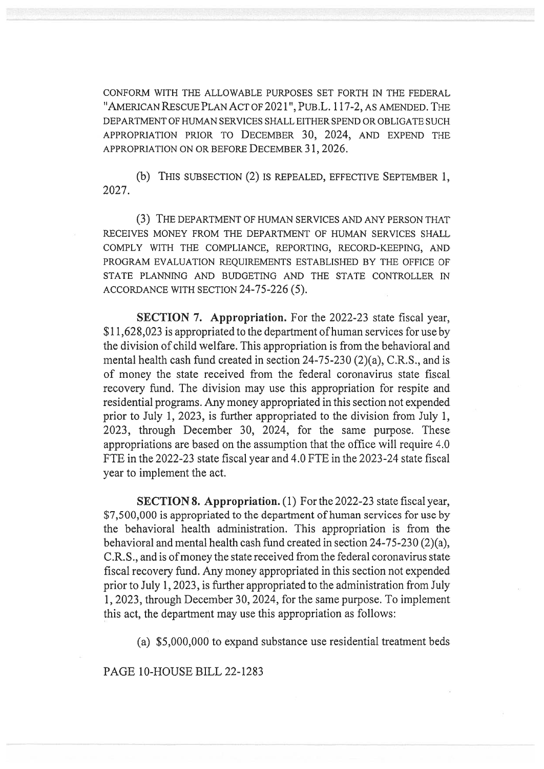CONFORM WITH THE ALLOWABLE PURPOSES SET FORTH IN THE FEDERAL "AMERICAN RESCUE PLAN ACT OF 2021", PUB.L. 117-2, AS AMENDED. THE DEPARTMENT OF HUMAN SERVICES SHALL EITHER SPEND OR OBLIGATE SUCH APPROPRIATION PRIOR TO DECEMBER 30, 2024, AND EXPEND THE APPROPRIATION ON OR BEFORE DECEMBER 31, 2026.

(b) THIS SUBSECTION (2) IS REPEALED, EFFECTIVE SEPTEMBER 1, 2027.

(3) THE DEPARTMENT OF HUMAN SERVICES AND ANY PERSON THAT RECEIVES MONEY FROM THE DEPARTMENT OF HUMAN SERVICES SHALL COMPLY WITH THE COMPLIANCE, REPORTING, RECORD-KEEPING, AND PROGRAM EVALUATION REQUIREMENTS ESTABLISHED BY THE OFFICE OF STATE PLANNING AND BUDGETING AND THE STATE CONTROLLER IN ACCORDANCE WITH SECTION 24-75-226 (5).

**SECTION 7. Appropriation.** For the 2022-23 state fiscal year, $11,628,023 is appropriated to the department of human services for use by the division of child welfare. This appropriation is from the behavioral and mental health cash fund created in section 24-75-230 (2)(a), C.R.S., and is of money the state received from the federal coronavirus state fiscal recovery fund. The division may use this appropriation for respite and residential programs. Any money appropriated in this section not expended prior to July 1, 2023, is further appropriated to the division from July 1, 2023, through December 30, 2024, for the same purpose. These appropriations are based on the assumption that the office will require 4.0 FTE in the 2022-23 state fiscal year and 4.0 FTE in the 2023-24 state fiscal year to implement the act.

**SECTION 8. Appropriation.** (1) For the 2022-23 state fiscal year, $7,500,000 is appropriated to the department of human services for use by the behavioral health administration. This appropriation is from the behavioral and mental health cash fund created in section 24-75-230 (2)(a), C.R.S., and is of money the state received from the federal coronavirus state fiscal recovery fund. Any money appropriated in this section not expended prior to July 1, 2023, is further appropriated to the administration from July 1, 2023, through December 30, 2024, for the same purpose. To implement this act, the department may use this appropriation as follows:

(a) $5,000,000 to expand substance use residential treatment beds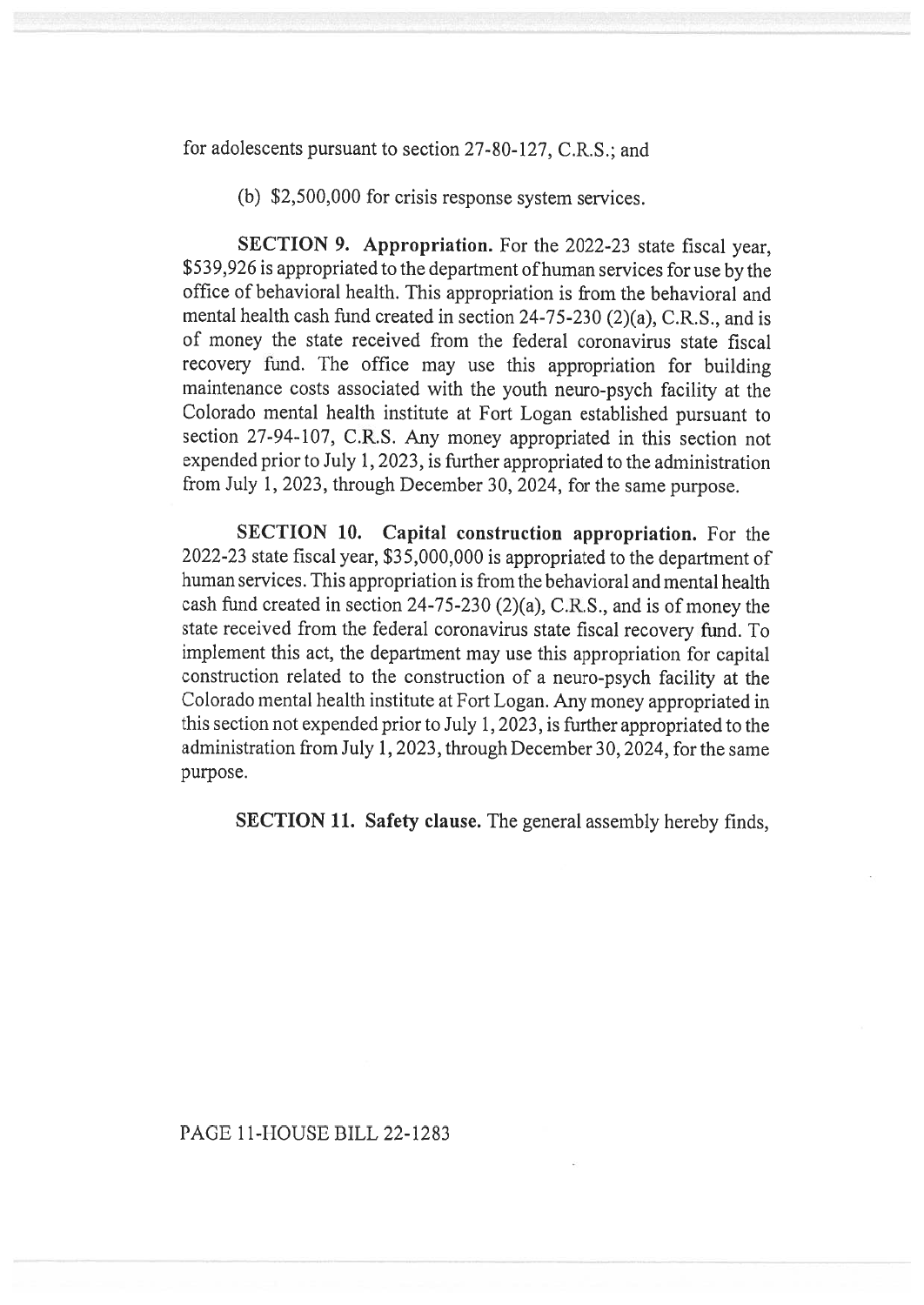for adolescents pursuant to section 27-80-127, C.R.S.; and

(b) $2,500,000 for crisis response system services.

**SECTION 9. Appropriation.** For the 2022-23 state fiscal year, $539,926 is appropriated to the department of human services for use by the office of behavioral health. This appropriation is from the behavioral and mental health cash fund created in section 24-75-230 (2)(a), C.R.S., and is of money the state received from the federal coronavirus state fiscal recovery fund. The office may use this appropriation for building maintenance costs associated with the youth neuro-psych facility at the Colorado mental health institute at Fort Logan established pursuant to section 27-94-107, C.R.S. Any money appropriated in this section not expended prior to July 1, 2023, is further appropriated to the administration from July 1, 2023, through December 30, 2024, for the same purpose.

**SECTION 10. Capital construction appropriation.** For the 2022-23 state fiscal year, $35,000,000 is appropriated to the department of human services. This appropriation is from the behavioral and mental health cash fund created in section 24-75-230 (2)(a), C.R.S., and is of money the state received from the federal coronavirus state fiscal recovery fund. To implement this act, the department may use this appropriation for capital construction related to the construction of a neuro-psych facility at the Colorado mental health institute at Fort Logan. Any money appropriated in this section not expended prior to July 1, 2023, is further appropriated to the administration from July 1, 2023, through December 30, 2024, for the same purpose.

**SECTION 11. Safety clause.** The general assembly hereby finds,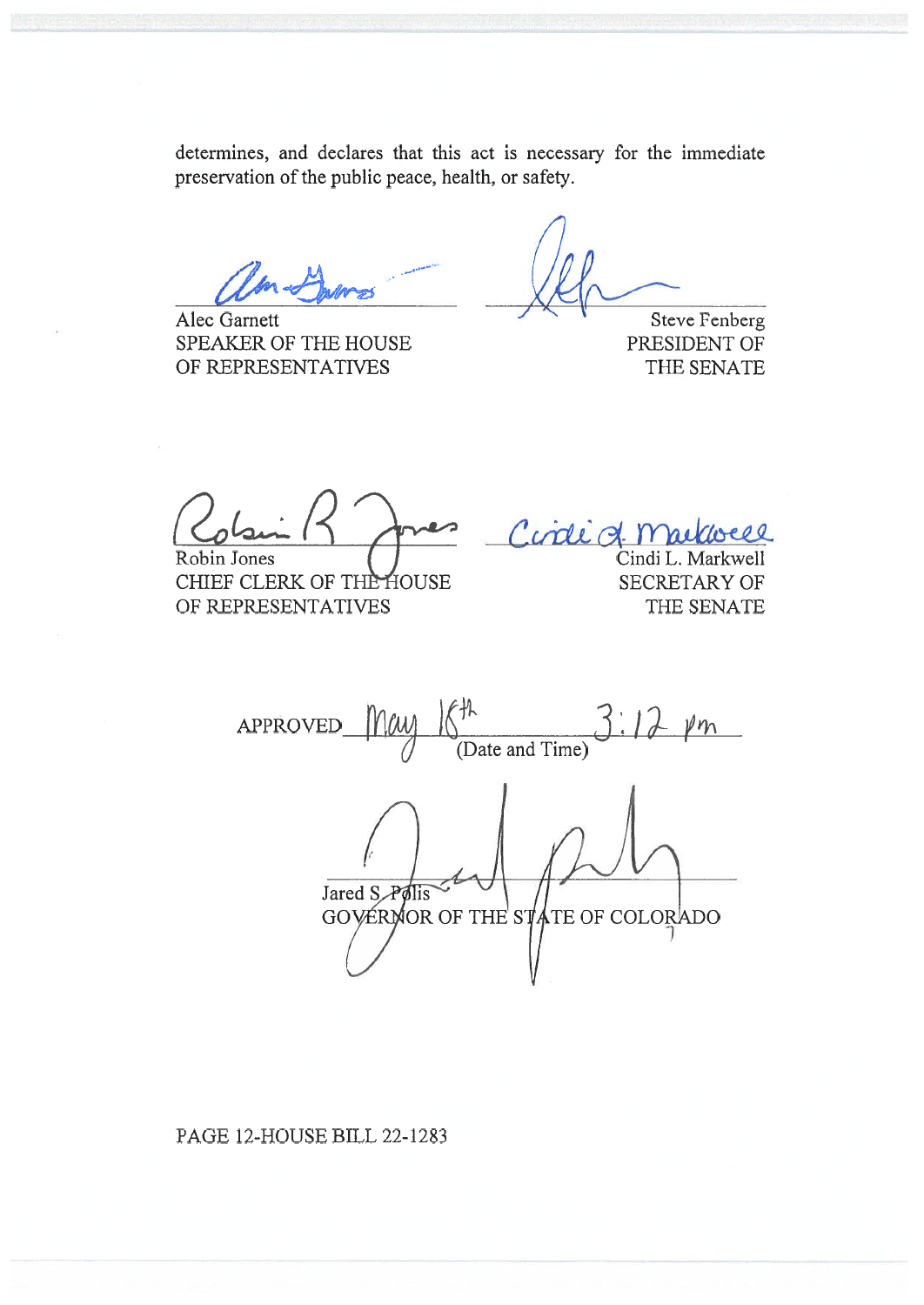determines, and declares that this act is necessary for the immediate preservation of the public peace, health, or safety.

Alec Garnett
SPEAKER OF THE HOUSE
OF REPRESENTATIVES

Steve Fenberg
PRESIDENT OF
THE SENATE

Robin Jones
CHIEF CLERK OF THE HOUSE
OF REPRESENTATIVES

Cindi L. Markwell
SECRETARY OF
THE SENATE

APPROVED May 18th 3:12 pm
(Date and Time)

Jared S. Polis
GOVERNOR OF THE STATE OF COLORADO

PAGE 12-HOUSE BILL 22-1283